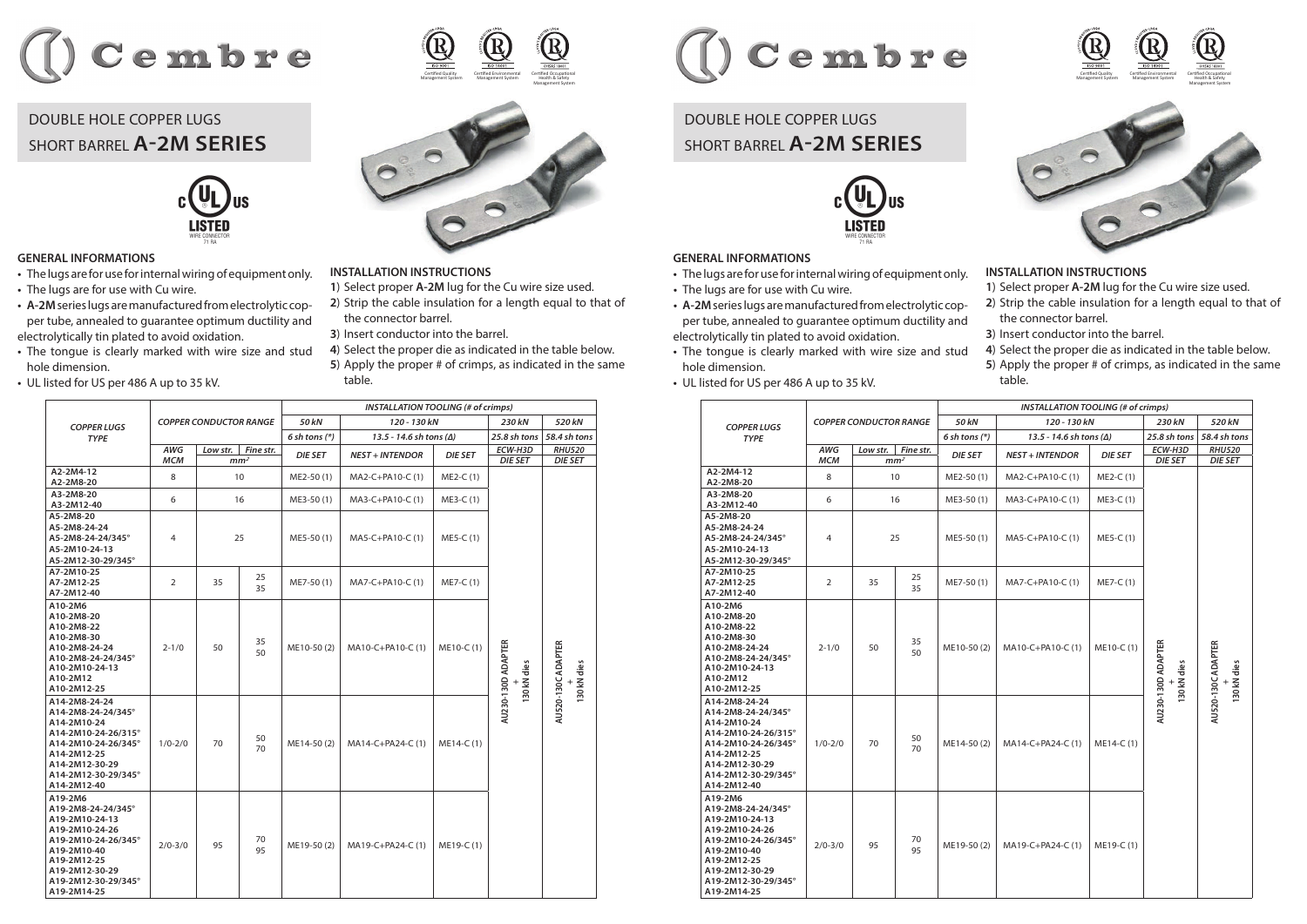# DOUBLE HOLE COPPER LUGS SHORT BARREL **A-2M SERIES**

## GENERAL INFORMATIONS

- The lugs are for use for internal wiring of equipment only.
- The lugs are for use with Cu wire.
- **A-2M** series lugs are manufactured from electrolytic copper tube, annealed to guarantee optimum ductility and electrolytically tin plated to avoid oxidation.
- The tongue is clearly marked with wire size and stud hole dimension.
- UL listed for US per 486 A up to 35 kV.

## INSTALLATION INSTRUCTIONS

1) Select proper **A-2M** lug for the Cu wire size used.
2) Strip the cable insulation for a length equal to that of the connector barrel.
3) Insert conductor into the barrel.
4) Select the proper die as indicated in the table below.
5) Apply the proper # of crimps, as indicated in the same table.

| *COPPER LUGS TYPE* | *COPPER CONDUCTOR RANGE* | | | *INSTALLATION TOOLING (# of crimps)* | | | | |
|---|---|---|---|---|---|---|---|---|
| | | | | *50 kN* | *120 - 130 kN* | | *230 kN* | *520 kN* |
| | | | | *6 sh tons (\*)* | *13.5 - 14.6 sh tons (Δ)* | | *25.8 sh tons* | *58.4 sh tons* |
| | *AWG MCM* | *Low str.* *mm²* | *Fine str.* *mm²* | *DIE SET* | *NEST + INTENDOR* | *DIE SET* | *ECW-H3D DIE SET* | *RHU520 DIE SET* |
| A2-2M4-12<br>A2-2M8-20 | 8 | 10 | 10 | ME2-50 (1) | MA2-C+PA10-C (1) | ME2-C (1) | | |
| A3-2M8-20<br>A3-2M12-40 | 6 | 16 | 16 | ME3-50 (1) | MA3-C+PA10-C (1) | ME3-C (1) | AU230-130D ADAPTER + 130 kN dies | AU520-130C ADAPTER + 130 kN dies |
| A5-2M8-20<br>A5-2M8-24-24<br>A5-2M8-24-24/345°<br>A5-2M10-24-13<br>A5-2M12-30-29/345° | 4 | 25 | 25 | ME5-50 (1) | MA5-C+PA10-C (1) | ME5-C (1) | | |
| A7-2M10-25<br>A7-2M12-25<br>A7-2M12-40 | 2 | 35 | 25<br>35 | ME7-50 (1) | MA7-C+PA10-C (1) | ME7-C (1) | | |
| A10-2M6<br>A10-2M8-20<br>A10-2M8-22<br>A10-2M8-30<br>A10-2M8-24<br>A10-2M8-24-24/345°<br>A10-2M10-24-13<br>A10-2M12<br>A10-2M12-25 | 2-1/0 | 50 | 35<br>50 | ME10-50 (2) | MA10-C+PA10-C (1) | ME10-C (1) | | |
| A14-2M8-24-24<br>A14-2M8-24-24/345°<br>A14-2M10-24<br>A14-2M10-24-26/315°<br>A14-2M10-24-26/345°<br>A14-2M12-25<br>A14-2M12-30-29<br>A14-2M12-30-29/345°<br>A14-2M12-40 | 1/0-2/0 | 70 | 50<br>70 | ME14-50 (2) | MA14-C+PA24-C (1) | ME14-C (1) | | |
| A19-2M6<br>A19-2M8-24-24/345°<br>A19-2M10-24-13<br>A19-2M10-24-26<br>A19-2M10-24-26/345°<br>A19-2M10-40<br>A19-2M12-25<br>A19-2M12-30-29<br>A19-2M12-30-29/345°<br>A19-2M14-25 | 2/0-3/0 | 95 | 70<br>95 | ME19-50 (2) | MA19-C+PA24-C (1) | ME19-C (1) | | |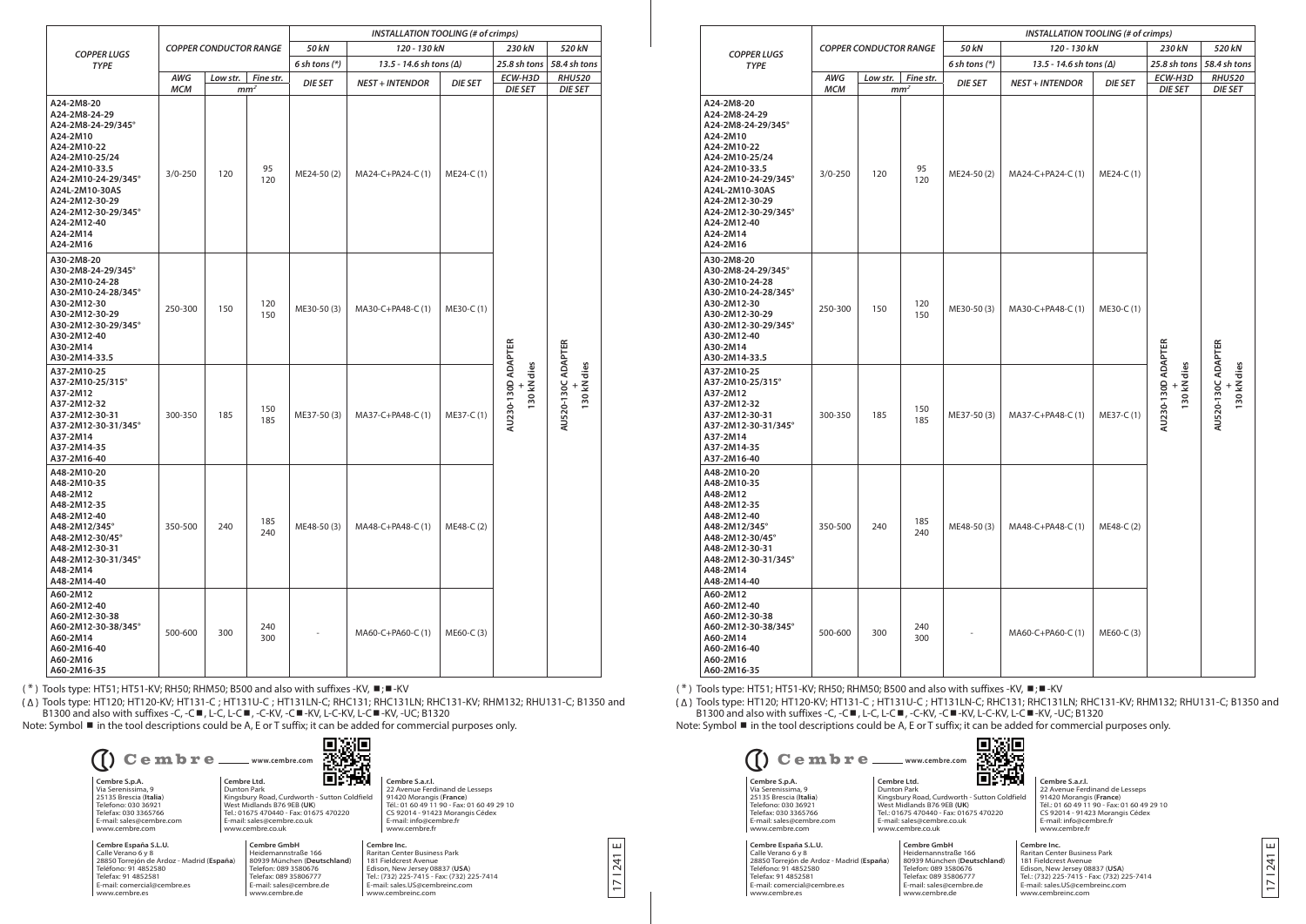| COPPER LUGS TYPE | COPPER CONDUCTOR RANGE | | | INSTALLATION TOOLING (# of crimps) | | | | |
|---|---|---|---|---|---|---|---|---|
| | | | | 50 kN | 120 - 130 kN | | 230 kN | 520 kN |
| | | | | 6 sh tons (*) | 13.5 - 14.6 sh tons (Δ) | | 25.8 sh tons | 58.4 sh tons |
| | AWG MCM | Low str. mm² | Fine str. mm² | DIE SET | NEST + INTENDOR | DIE SET | ECW-H3D DIE SET | RHU520 DIE SET |
| A24-2M8-20<br>A24-2M8-24-29<br>A24-2M8-24-29/345°<br>A24-2M10<br>A24-2M10-22<br>A24-2M10-25/24<br>A24-2M10-33.5<br>A24-2M10-24-29/345°<br>A24L-2M10-30AS<br>A24-2M12-30-29<br>A24-2M12-30-29/345°<br>A24-2M12-40<br>A24-2M14<br>A24-2M16 | 3/0-250 | 120 | 95<br>120 | ME24-50 (2) | MA24-C+PA24-C (1) | ME24-C (1) | AU230-130D ADAPTER + 130 kN dies | AU520-130C ADAPTER + 130 kN dies |
| A30-2M8-20<br>A30-2M8-24-29/345°<br>A30-2M10-24-28<br>A30-2M10-24-28/345°<br>A30-2M12-30<br>A30-2M12-30-29<br>A30-2M12-30-29/345°<br>A30-2M12-40<br>A30-2M14<br>A30-2M14-33.5 | 250-300 | 150 | 120<br>150 | ME30-50 (3) | MA30-C+PA48-C (1) | ME30-C (1) | | |
| A37-2M10-25<br>A37-2M10-25/315°<br>A37-2M12<br>A37-2M12-32<br>A37-2M12-30-31<br>A37-2M12-30-31/345°<br>A37-2M14<br>A37-2M14-35<br>A37-2M16-40 | 300-350 | 185 | 150<br>185 | ME37-50 (3) | MA37-C+PA48-C (1) | ME37-C (1) | | |
| A48-2M10-20<br>A48-2M10-35<br>A48-2M12<br>A48-2M12-35<br>A48-2M12-40<br>A48-2M12/345°<br>A48-2M12-30/45°<br>A48-2M12-30-31<br>A48-2M12-30-31/345°<br>A48-2M14<br>A48-2M14-40 | 350-500 | 240 | 185<br>240 | ME48-50 (3) | MA48-C+PA48-C (1) | ME48-C (2) | | |
| A60-2M12<br>A60-2M12-40<br>A60-2M12-30-38<br>A60-2M12-30-38/345°<br>A60-2M14<br>A60-2M16-40<br>A60-2M16<br>A60-2M16-35 | 500-600 | 300 | 240<br>300 | - | MA60-C+PA60-C (1) | ME60-C (3) | | |

(*) Tools type: HT51; HT51-KV; RH50; RHM50; B500 and also with suffixes -KV, ■;■-KV

(Δ) Tools type: HT120; HT120-KV; HT131-C ; HT131U-C ; HT131LN-C; RHC131; RHC131LN; RHC131-KV; RHM132; RHU131-C; B1350 and B1300 and also with suffixes -C, -C■, L-C, L-C■, -C-KV, -C■-KV, L-C-KV, L-C■-KV, -UC; B1320

Note: Symbol ■ in the tool descriptions could be A, E or T suffix; it can be added for commercial purposes only.

**Cembre** www.cembre.com

**Cembre S.p.A.**
Via Serenissima, 9
25135 Brescia (**Italia**)
Telefono: 030 36921
Telefax: 030 3365766
E-mail: sales@cembre.com
www.cembre.com

**Cembre Ltd.**
Dunton Park
Kingsbury Road, Curdworth - Sutton Coldfield
West Midlands B76 9EB (**UK**)
Tel.: 01675 470440 - Fax: 01675 470220
E-mail: sales@cembre.co.uk
www.cembre.co.uk

**Cembre S.a.r.l.**
22 Avenue Ferdinand de Lesseps
91420 Morangis (**France**)
Tél.: 01 60 49 11 90 - Fax: 01 60 49 29 10
CS 92014 - 91423 Morangis Cédex
E-mail: info@cembre.fr
www.cembre.fr

**Cembre España S.L.U.**
Calle Verano 6 y 8
28850 Torrejón de Ardoz - Madrid (**España**)
Teléfono: 91 4852580
Telefax: 91 4852581
E-mail: comercial@cembre.es
www.cembre.es

**Cembre GmbH**
Heidemannstraße 166
80939 München (**Deutschland**)
Telefon: 089 3580676
Telefax: 089 35806777
E-mail: sales@cembre.de
www.cembre.de

**Cembre Inc.**
Raritan Center Business Park
181 Fieldcrest Avenue
Edison, New Jersey 08837 (**USA**)
Tel.: (732) 225-7415 - Fax: (732) 225-7414
E-mail: sales.US@cembreinc.com
www.cembreinc.com

17 | 241 E